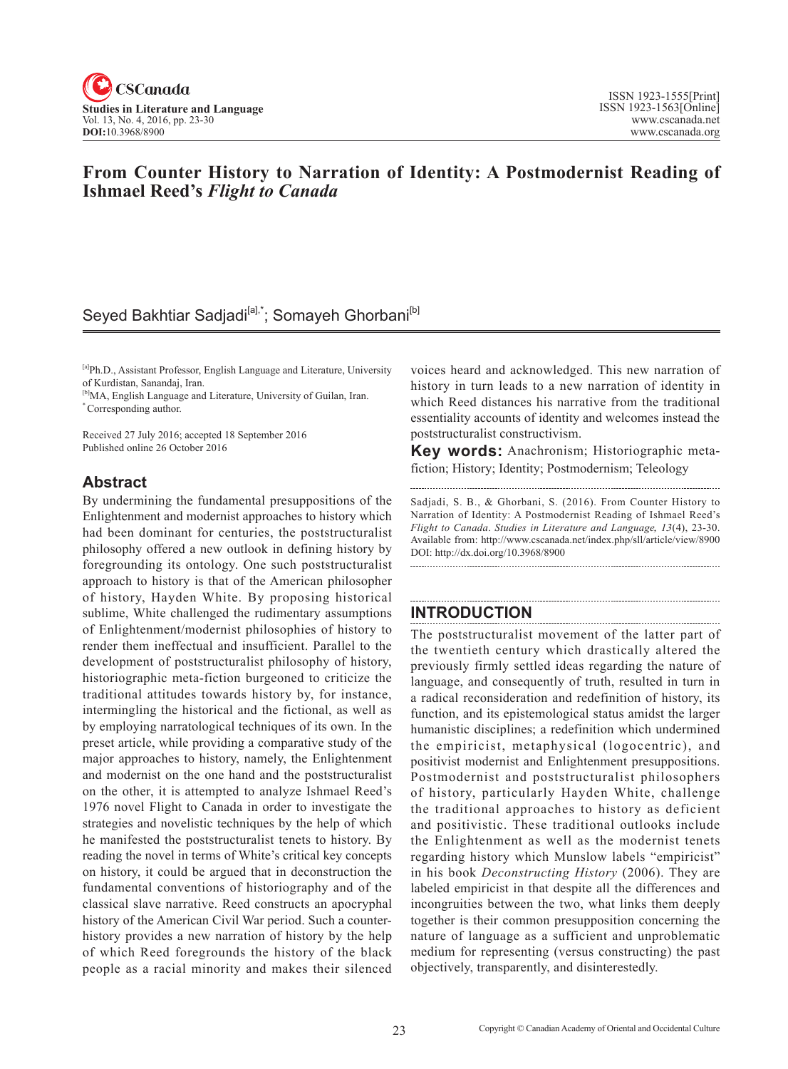# From Counter History to Narration of Identity: A Postmodernist Reading of Ishmael Reed's *Flight to Canada*

Seyed Bakhtiar Sadjadi[a],*; Somayeh Ghorbani[b]

[a]Ph.D., Assistant Professor, English Language and Literature, University of Kurdistan, Sanandaj, Iran.
[b]MA, English Language and Literature, University of Guilan, Iran.
* Corresponding author.

Received 27 July 2016; accepted 18 September 2016
Published online 26 October 2016

## Abstract

By undermining the fundamental presuppositions of the Enlightenment and modernist approaches to history which had been dominant for centuries, the poststructuralist philosophy offered a new outlook in defining history by foregrounding its ontology. One such poststructuralist approach to history is that of the American philosopher of history, Hayden White. By proposing historical sublime, White challenged the rudimentary assumptions of Enlightenment/modernist philosophies of history to render them ineffectual and insufficient. Parallel to the development of poststructuralist philosophy of history, historiographic meta-fiction burgeoned to criticize the traditional attitudes towards history by, for instance, intermingling the historical and the fictional, as well as by employing narratological techniques of its own. In the preset article, while providing a comparative study of the major approaches to history, namely, the Enlightenment and modernist on the one hand and the poststructuralist on the other, it is attempted to analyze Ishmael Reed's 1976 novel Flight to Canada in order to investigate the strategies and novelistic techniques by the help of which he manifested the poststructuralist tenets to history. By reading the novel in terms of White's critical key concepts on history, it could be argued that in deconstruction the fundamental conventions of historiography and of the classical slave narrative. Reed constructs an apocryphal history of the American Civil War period. Such a counter-history provides a new narration of history by the help of which Reed foregrounds the history of the black people as a racial minority and makes their silenced voices heard and acknowledged. This new narration of history in turn leads to a new narration of identity in which Reed distances his narrative from the traditional essentiality accounts of identity and welcomes instead the poststructuralist constructivism.

**Key words:** Anachronism; Historiographic meta-fiction; History; Identity; Postmodernism; Teleology

Sadjadi, S. B., & Ghorbani, S. (2016). From Counter History to Narration of Identity: A Postmodernist Reading of Ishmael Reed's *Flight to Canada*. *Studies in Literature and Language, 13*(4), 23-30. Available from: http://www.cscanada.net/index.php/sll/article/view/8900 DOI: http://dx.doi.org/10.3968/8900

## INTRODUCTION

The poststructuralist movement of the latter part of the twentieth century which drastically altered the previously firmly settled ideas regarding the nature of language, and consequently of truth, resulted in turn in a radical reconsideration and redefinition of history, its function, and its epistemological status amidst the larger humanistic disciplines; a redefinition which undermined the empiricist, metaphysical (logocentric), and positivist modernist and Enlightenment presuppositions. Postmodernist and poststructuralist philosophers of history, particularly Hayden White, challenge the traditional approaches to history as deficient and positivistic. These traditional outlooks include the Enlightenment as well as the modernist tenets regarding history which Munslow labels "empiricist" in his book *Deconstructing History* (2006). They are labeled empiricist in that despite all the differences and incongruities between the two, what links them deeply together is their common presupposition concerning the nature of language as a sufficient and unproblematic medium for representing (versus constructing) the past objectively, transparently, and disinterestedly.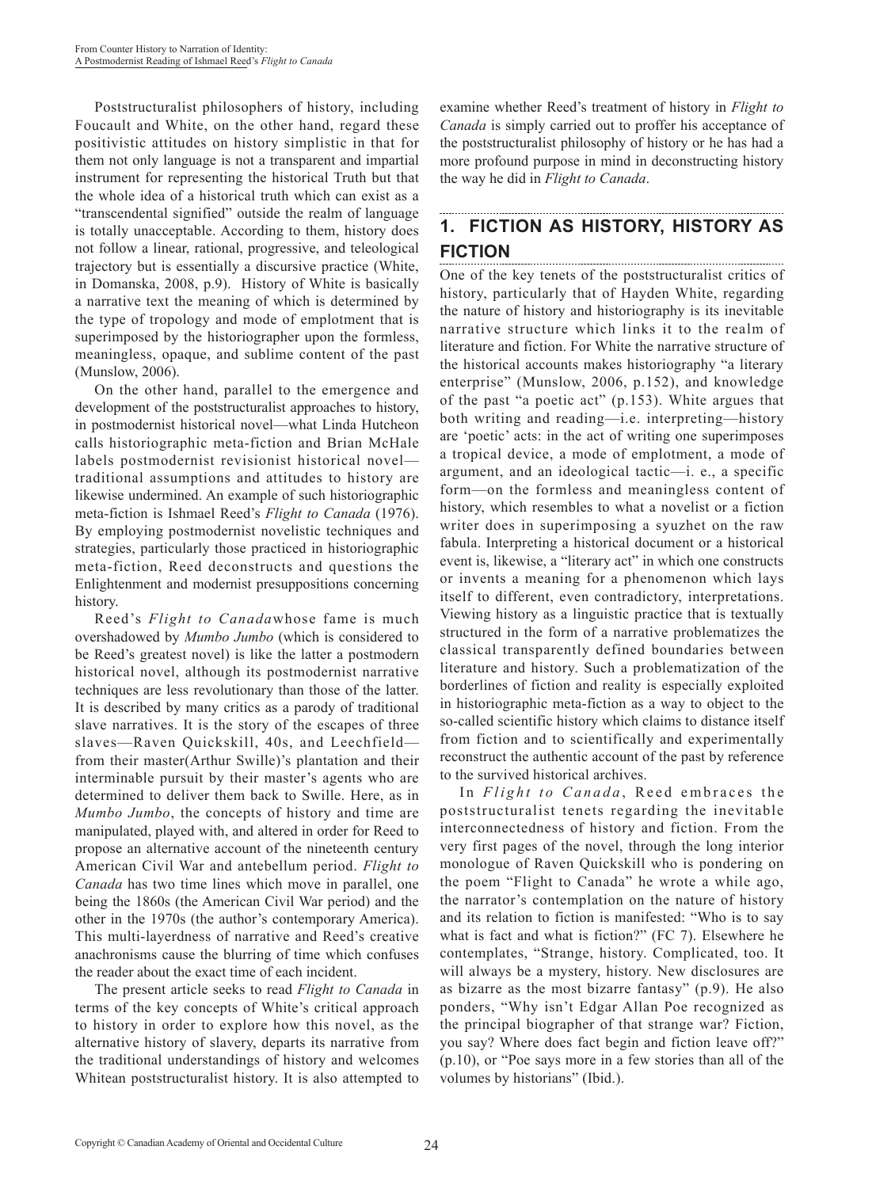Poststructuralist philosophers of history, including Foucault and White, on the other hand, regard these positivistic attitudes on history simplistic in that for them not only language is not a transparent and impartial instrument for representing the historical Truth but that the whole idea of a historical truth which can exist as a "transcendental signified" outside the realm of language is totally unacceptable. According to them, history does not follow a linear, rational, progressive, and teleological trajectory but is essentially a discursive practice (White, in Domanska, 2008, p.9). History of White is basically a narrative text the meaning of which is determined by the type of tropology and mode of emplotment that is superimposed by the historiographer upon the formless, meaningless, opaque, and sublime content of the past (Munslow, 2006).

On the other hand, parallel to the emergence and development of the poststructuralist approaches to history, in postmodernist historical novel—what Linda Hutcheon calls historiographic meta-fiction and Brian McHale labels postmodernist revisionist historical novel—traditional assumptions and attitudes to history are likewise undermined. An example of such historiographic meta-fiction is Ishmael Reed's *Flight to Canada* (1976). By employing postmodernist novelistic techniques and strategies, particularly those practiced in historiographic meta-fiction, Reed deconstructs and questions the Enlightenment and modernist presuppositions concerning history.

Reed's *Flight to Canada*whose fame is much overshadowed by *Mumbo Jumbo* (which is considered to be Reed's greatest novel) is like the latter a postmodern historical novel, although its postmodernist narrative techniques are less revolutionary than those of the latter. It is described by many critics as a parody of traditional slave narratives. It is the story of the escapes of three slaves—Raven Quickskill, 40s, and Leechfield—from their master(Arthur Swille)'s plantation and their interminable pursuit by their master's agents who are determined to deliver them back to Swille. Here, as in *Mumbo Jumbo*, the concepts of history and time are manipulated, played with, and altered in order for Reed to propose an alternative account of the nineteenth century American Civil War and antebellum period. *Flight to Canada* has two time lines which move in parallel, one being the 1860s (the American Civil War period) and the other in the 1970s (the author's contemporary America). This multi-layerdness of narrative and Reed's creative anachronisms cause the blurring of time which confuses the reader about the exact time of each incident.

The present article seeks to read *Flight to Canada* in terms of the key concepts of White's critical approach to history in order to explore how this novel, as the alternative history of slavery, departs its narrative from the traditional understandings of history and welcomes Whitean poststructuralist history. It is also attempted to examine whether Reed's treatment of history in *Flight to Canada* is simply carried out to proffer his acceptance of the poststructuralist philosophy of history or he has had a more profound purpose in mind in deconstructing history the way he did in *Flight to Canada*.

## 1. FICTION AS HISTORY, HISTORY AS FICTION

One of the key tenets of the poststructuralist critics of history, particularly that of Hayden White, regarding the nature of history and historiography is its inevitable narrative structure which links it to the realm of literature and fiction. For White the narrative structure of the historical accounts makes historiography "a literary enterprise" (Munslow, 2006, p.152), and knowledge of the past "a poetic act" (p.153). White argues that both writing and reading—i.e. interpreting—history are 'poetic' acts: in the act of writing one superimposes a tropical device, a mode of emplotment, a mode of argument, and an ideological tactic—i. e., a specific form—on the formless and meaningless content of history, which resembles to what a novelist or a fiction writer does in superimposing a syuzhet on the raw fabula. Interpreting a historical document or a historical event is, likewise, a "literary act" in which one constructs or invents a meaning for a phenomenon which lays itself to different, even contradictory, interpretations. Viewing history as a linguistic practice that is textually structured in the form of a narrative problematizes the classical transparently defined boundaries between literature and history. Such a problematization of the borderlines of fiction and reality is especially exploited in historiographic meta-fiction as a way to object to the so-called scientific history which claims to distance itself from fiction and to scientifically and experimentally reconstruct the authentic account of the past by reference to the survived historical archives.

In *Flight to Canada*, Reed embraces the poststructuralist tenets regarding the inevitable interconnectedness of history and fiction. From the very first pages of the novel, through the long interior monologue of Raven Quickskill who is pondering on the poem "Flight to Canada" he wrote a while ago, the narrator's contemplation on the nature of history and its relation to fiction is manifested: "Who is to say what is fact and what is fiction?" (FC 7). Elsewhere he contemplates, "Strange, history. Complicated, too. It will always be a mystery, history. New disclosures are as bizarre as the most bizarre fantasy" (p.9). He also ponders, "Why isn't Edgar Allan Poe recognized as the principal biographer of that strange war? Fiction, you say? Where does fact begin and fiction leave off?" (p.10), or "Poe says more in a few stories than all of the volumes by historians" (Ibid.).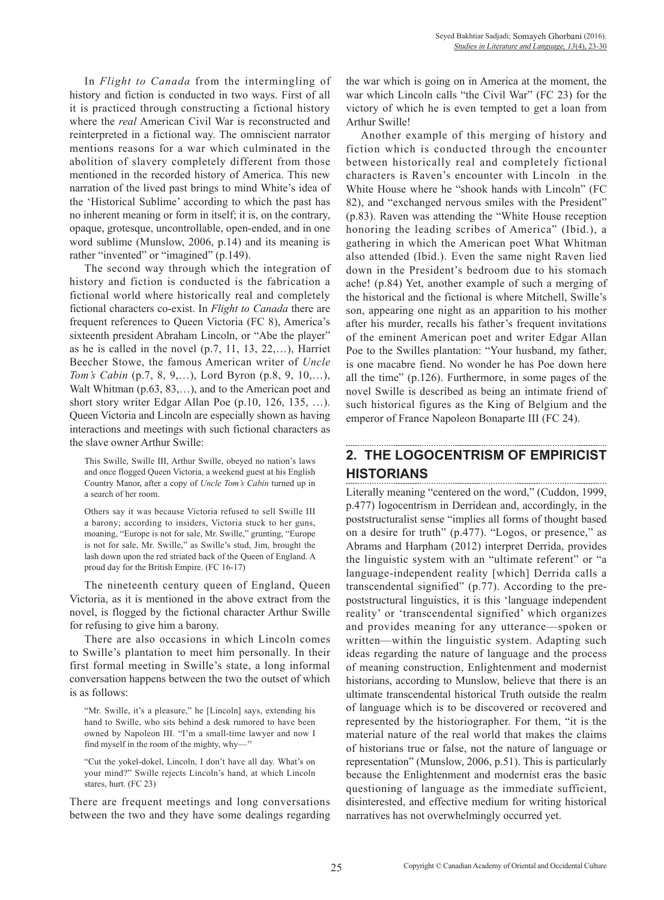In *Flight to Canada* from the intermingling of history and fiction is conducted in two ways. First of all it is practiced through constructing a fictional history where the *real* American Civil War is reconstructed and reinterpreted in a fictional way. The omniscient narrator mentions reasons for a war which culminated in the abolition of slavery completely different from those mentioned in the recorded history of America. This new narration of the lived past brings to mind White's idea of the 'Historical Sublime' according to which the past has no inherent meaning or form in itself; it is, on the contrary, opaque, grotesque, uncontrollable, open-ended, and in one word sublime (Munslow, 2006, p.14) and its meaning is rather "invented" or "imagined" (p.149).

The second way through which the integration of history and fiction is conducted is the fabrication a fictional world where historically real and completely fictional characters co-exist. In *Flight to Canada* there are frequent references to Queen Victoria (FC 8), America's sixteenth president Abraham Lincoln, or "Abe the player" as he is called in the novel (p.7, 11, 13, 22,…), Harriet Beecher Stowe, the famous American writer of *Uncle Tom's Cabin* (p.7, 8, 9,…), Lord Byron (p.8, 9, 10,…), Walt Whitman (p.63, 83,…), and to the American poet and short story writer Edgar Allan Poe (p.10, 126, 135, …). Queen Victoria and Lincoln are especially shown as having interactions and meetings with such fictional characters as the slave owner Arthur Swille:

> This Swille, Swille III, Arthur Swille, obeyed no nation's laws and once flogged Queen Victoria, a weekend guest at his English Country Manor, after a copy of *Uncle Tom's Cabin* turned up in a search of her room.
>
> Others say it was because Victoria refused to sell Swille III a barony; according to insiders, Victoria stuck to her guns, moaning, "Europe is not for sale, Mr. Swille," grunting, "Europe is not for sale, Mr. Swille," as Swille's stud, Jim, brought the lash down upon the red striated back of the Queen of England. A proud day for the British Empire. (FC 16-17)

The nineteenth century queen of England, Queen Victoria, as it is mentioned in the above extract from the novel, is flogged by the fictional character Arthur Swille for refusing to give him a barony.

There are also occasions in which Lincoln comes to Swille's plantation to meet him personally. In their first formal meeting in Swille's state, a long informal conversation happens between the two the outset of which is as follows:

> "Mr. Swille, it's a pleasure," he [Lincoln] says, extending his hand to Swille, who sits behind a desk rumored to have been owned by Napoleon III. "I'm a small-time lawyer and now I find myself in the room of the mighty, why—"
>
> "Cut the yokel-dokel, Lincoln, I don't have all day. What's on your mind?" Swille rejects Lincoln's hand, at which Lincoln stares, hurt. (FC 23)

There are frequent meetings and long conversations between the two and they have some dealings regarding the war which is going on in America at the moment, the war which Lincoln calls "the Civil War" (FC 23) for the victory of which he is even tempted to get a loan from Arthur Swille!

Another example of this merging of history and fiction which is conducted through the encounter between historically real and completely fictional characters is Raven's encounter with Lincoln in the White House where he "shook hands with Lincoln" (FC 82), and "exchanged nervous smiles with the President" (p.83). Raven was attending the "White House reception honoring the leading scribes of America" (Ibid.), a gathering in which the American poet What Whitman also attended (Ibid.). Even the same night Raven lied down in the President's bedroom due to his stomach ache! (p.84) Yet, another example of such a merging of the historical and the fictional is where Mitchell, Swille's son, appearing one night as an apparition to his mother after his murder, recalls his father's frequent invitations of the eminent American poet and writer Edgar Allan Poe to the Swilles plantation: "Your husband, my father, is one macabre fiend. No wonder he has Poe down here all the time" (p.126). Furthermore, in some pages of the novel Swille is described as being an intimate friend of such historical figures as the King of Belgium and the emperor of France Napoleon Bonaparte III (FC 24).

## 2. THE LOGOCENTRISM OF EMPIRICIST HISTORIANS

Literally meaning "centered on the word," (Cuddon, 1999, p.477) logocentrism in Derridean and, accordingly, in the poststructuralist sense "implies all forms of thought based on a desire for truth" (p.477). "Logos, or presence," as Abrams and Harpham (2012) interpret Derrida, provides the linguistic system with an "ultimate referent" or "a language-independent reality [which] Derrida calls a transcendental signified" (p.77). According to the pre-poststructural linguistics, it is this 'language independent reality' or 'transcendental signified' which organizes and provides meaning for any utterance—spoken or written—within the linguistic system. Adapting such ideas regarding the nature of language and the process of meaning construction, Enlightenment and modernist historians, according to Munslow, believe that there is an ultimate transcendental historical Truth outside the realm of language which is to be discovered or recovered and represented by the historiographer. For them, "it is the material nature of the real world that makes the claims of historians true or false, not the nature of language or representation" (Munslow, 2006, p.51). This is particularly because the Enlightenment and modernist eras the basic questioning of language as the immediate sufficient, disinterested, and effective medium for writing historical narratives has not overwhelmingly occurred yet.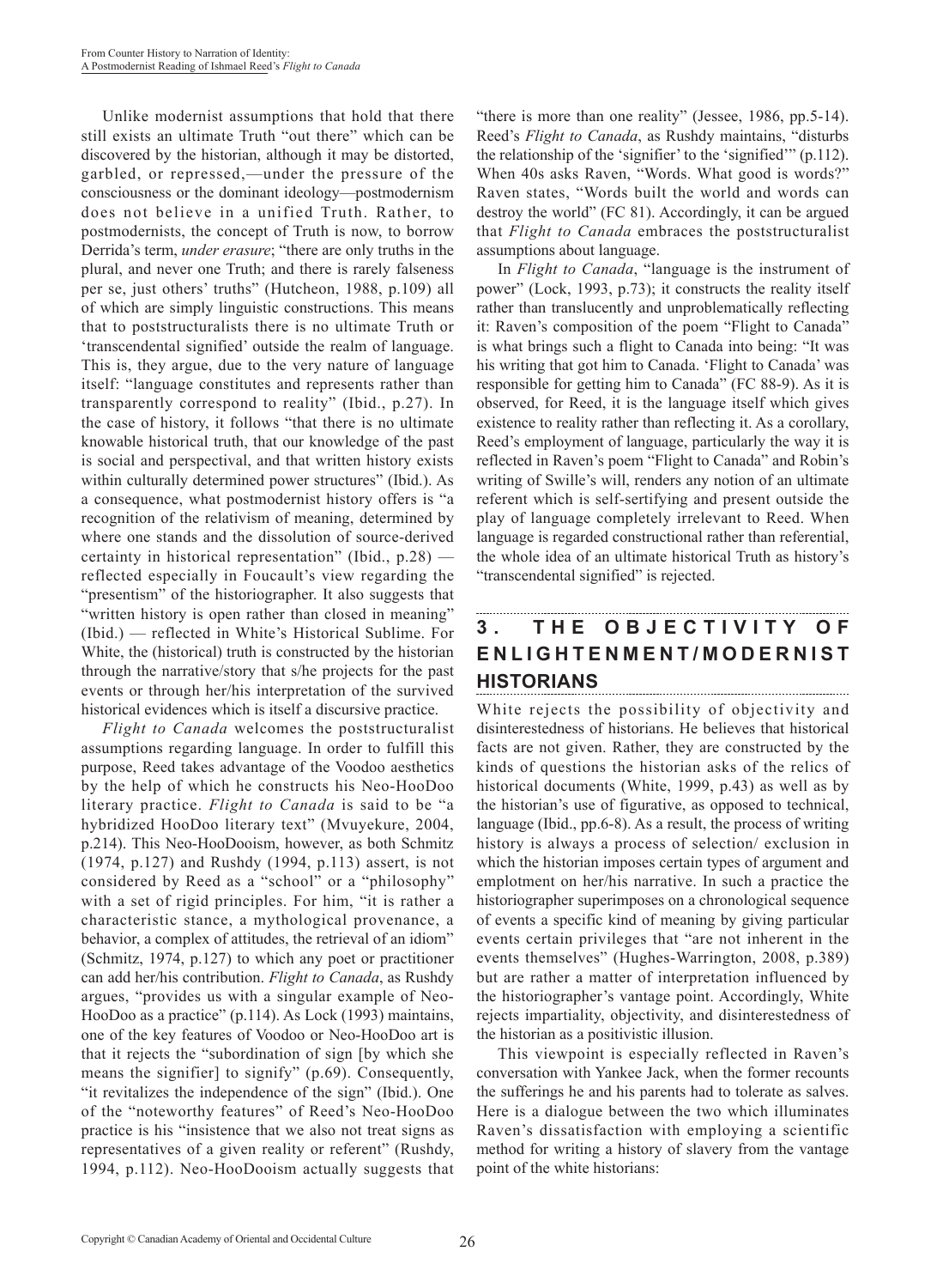Unlike modernist assumptions that hold that there still exists an ultimate Truth "out there" which can be discovered by the historian, although it may be distorted, garbled, or repressed,—under the pressure of the consciousness or the dominant ideology—postmodernism does not believe in a unified Truth. Rather, to postmodernists, the concept of Truth is now, to borrow Derrida's term, *under erasure*; "there are only truths in the plural, and never one Truth; and there is rarely falseness per se, just others' truths" (Hutcheon, 1988, p.109) all of which are simply linguistic constructions. This means that to poststructuralists there is no ultimate Truth or 'transcendental signified' outside the realm of language. This is, they argue, due to the very nature of language itself: "language constitutes and represents rather than transparently correspond to reality" (Ibid., p.27). In the case of history, it follows "that there is no ultimate knowable historical truth, that our knowledge of the past is social and perspectival, and that written history exists within culturally determined power structures" (Ibid.). As a consequence, what postmodernist history offers is "a recognition of the relativism of meaning, determined by where one stands and the dissolution of source-derived certainty in historical representation" (Ibid., p.28) — reflected especially in Foucault's view regarding the "presentism" of the historiographer. It also suggests that "written history is open rather than closed in meaning" (Ibid.) — reflected in White's Historical Sublime. For White, the (historical) truth is constructed by the historian through the narrative/story that s/he projects for the past events or through her/his interpretation of the survived historical evidences which is itself a discursive practice.

*Flight to Canada* welcomes the poststructuralist assumptions regarding language. In order to fulfill this purpose, Reed takes advantage of the Voodoo aesthetics by the help of which he constructs his Neo-HooDoo literary practice. *Flight to Canada* is said to be "a hybridized HooDoo literary text" (Mvuyekure, 2004, p.214). This Neo-HooDooism, however, as both Schmitz (1974, p.127) and Rushdy (1994, p.113) assert, is not considered by Reed as a "school" or a "philosophy" with a set of rigid principles. For him, "it is rather a characteristic stance, a mythological provenance, a behavior, a complex of attitudes, the retrieval of an idiom" (Schmitz, 1974, p.127) to which any poet or practitioner can add her/his contribution. *Flight to Canada*, as Rushdy argues, "provides us with a singular example of Neo-HooDoo as a practice" (p.114). As Lock (1993) maintains, one of the key features of Voodoo or Neo-HooDoo art is that it rejects the "subordination of sign [by which she means the signifier] to signify" (p.69). Consequently, "it revitalizes the independence of the sign" (Ibid.). One of the "noteworthy features" of Reed's Neo-HooDoo practice is his "insistence that we also not treat signs as representatives of a given reality or referent" (Rushdy, 1994, p.112). Neo-HooDooism actually suggests that "there is more than one reality" (Jessee, 1986, pp.5-14). Reed's *Flight to Canada*, as Rushdy maintains, "disturbs the relationship of the 'signifier' to the 'signified'" (p.112). When 40s asks Raven, "Words. What good is words?" Raven states, "Words built the world and words can destroy the world" (FC 81). Accordingly, it can be argued that *Flight to Canada* embraces the poststructuralist assumptions about language.

In *Flight to Canada*, "language is the instrument of power" (Lock, 1993, p.73); it constructs the reality itself rather than translucently and unproblematically reflecting it: Raven's composition of the poem "Flight to Canada" is what brings such a flight to Canada into being: "It was his writing that got him to Canada. 'Flight to Canada' was responsible for getting him to Canada" (FC 88-9). As it is observed, for Reed, it is the language itself which gives existence to reality rather than reflecting it. As a corollary, Reed's employment of language, particularly the way it is reflected in Raven's poem "Flight to Canada" and Robin's writing of Swille's will, renders any notion of an ultimate referent which is self-sertifying and present outside the play of language completely irrelevant to Reed. When language is regarded constructional rather than referential, the whole idea of an ultimate historical Truth as history's "transcendental signified" is rejected.

## 3. THE OBJECTIVITY OF ENLIGHTENMENT/MODERNIST HISTORIANS

White rejects the possibility of objectivity and disinterestedness of historians. He believes that historical facts are not given. Rather, they are constructed by the kinds of questions the historian asks of the relics of historical documents (White, 1999, p.43) as well as by the historian's use of figurative, as opposed to technical, language (Ibid., pp.6-8). As a result, the process of writing history is always a process of selection/ exclusion in which the historian imposes certain types of argument and emplotment on her/his narrative. In such a practice the historiographer superimposes on a chronological sequence of events a specific kind of meaning by giving particular events certain privileges that "are not inherent in the events themselves" (Hughes-Warrington, 2008, p.389) but are rather a matter of interpretation influenced by the historiographer's vantage point. Accordingly, White rejects impartiality, objectivity, and disinterestedness of the historian as a positivistic illusion.

This viewpoint is especially reflected in Raven's conversation with Yankee Jack, when the former recounts the sufferings he and his parents had to tolerate as salves. Here is a dialogue between the two which illuminates Raven's dissatisfaction with employing a scientific method for writing a history of slavery from the vantage point of the white historians: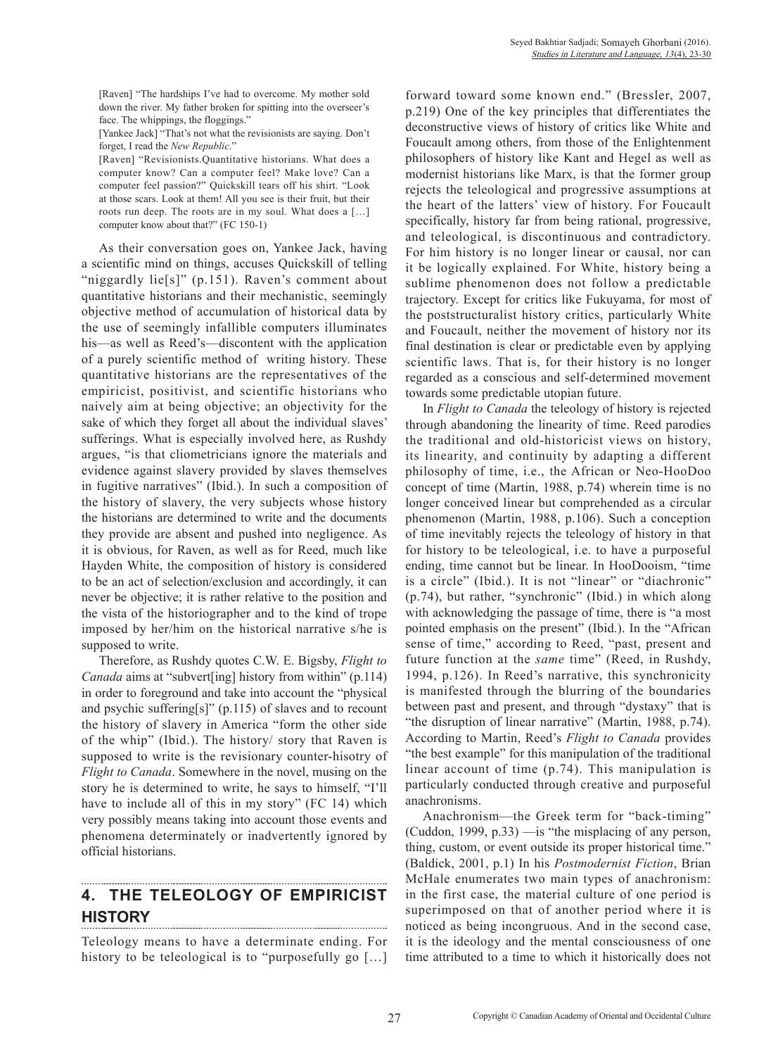> [Raven] "The hardships I've had to overcome. My mother sold down the river. My father broken for spitting into the overseer's face. The whippings, the floggings."
>
> [Yankee Jack] "That's not what the revisionists are saying. Don't forget, I read the *New Republic*."
>
> [Raven] "Revisionists.Quantitative historians. What does a computer know? Can a computer feel? Make love? Can a computer feel passion?" Quickskill tears off his shirt. "Look at those scars. Look at them! All you see is their fruit, but their roots run deep. The roots are in my soul. What does a […] computer know about that?" (FC 150-1)

As their conversation goes on, Yankee Jack, having a scientific mind on things, accuses Quickskill of telling "niggardly lie[s]" (p.151). Raven's comment about quantitative historians and their mechanistic, seemingly objective method of accumulation of historical data by the use of seemingly infallible computers illuminates his—as well as Reed's—discontent with the application of a purely scientific method of writing history. These quantitative historians are the representatives of the empiricist, positivist, and scientific historians who naively aim at being objective; an objectivity for the sake of which they forget all about the individual slaves' sufferings. What is especially involved here, as Rushdy argues, "is that cliometricians ignore the materials and evidence against slavery provided by slaves themselves in fugitive narratives" (Ibid.). In such a composition of the history of slavery, the very subjects whose history the historians are determined to write and the documents they provide are absent and pushed into negligence. As it is obvious, for Raven, as well as for Reed, much like Hayden White, the composition of history is considered to be an act of selection/exclusion and accordingly, it can never be objective; it is rather relative to the position and the vista of the historiographer and to the kind of trope imposed by her/him on the historical narrative s/he is supposed to write.

Therefore, as Rushdy quotes C.W. E. Bigsby, *Flight to Canada* aims at "subvert[ing] history from within" (p.114) in order to foreground and take into account the "physical and psychic suffering[s]" (p.115) of slaves and to recount the history of slavery in America "form the other side of the whip" (Ibid.). The history/ story that Raven is supposed to write is the revisionary counter-hisotry of *Flight to Canada*. Somewhere in the novel, musing on the story he is determined to write, he says to himself, "I'll have to include all of this in my story" (FC 14) which very possibly means taking into account those events and phenomena determinately or inadvertently ignored by official historians.

## 4. THE TELEOLOGY OF EMPIRICIST HISTORY

Teleology means to have a determinate ending. For history to be teleological is to "purposefully go […] forward toward some known end." (Bressler, 2007, p.219) One of the key principles that differentiates the deconstructive views of history of critics like White and Foucault among others, from those of the Enlightenment philosophers of history like Kant and Hegel as well as modernist historians like Marx, is that the former group rejects the teleological and progressive assumptions at the heart of the latters' view of history. For Foucault specifically, history far from being rational, progressive, and teleological, is discontinuous and contradictory. For him history is no longer linear or causal, nor can it be logically explained. For White, history being a sublime phenomenon does not follow a predictable trajectory. Except for critics like Fukuyama, for most of the poststructuralist history critics, particularly White and Foucault, neither the movement of history nor its final destination is clear or predictable even by applying scientific laws. That is, for their history is no longer regarded as a conscious and self-determined movement towards some predictable utopian future.

In *Flight to Canada* the teleology of history is rejected through abandoning the linearity of time. Reed parodies the traditional and old-historicist views on history, its linearity, and continuity by adapting a different philosophy of time, i.e., the African or Neo-HooDoo concept of time (Martin, 1988, p.74) wherein time is no longer conceived linear but comprehended as a circular phenomenon (Martin, 1988, p.106). Such a conception of time inevitably rejects the teleology of history in that for history to be teleological, i.e. to have a purposeful ending, time cannot but be linear. In HooDooism, "time is a circle" (Ibid.). It is not "linear" or "diachronic" (p.74), but rather, "synchronic" (Ibid.) in which along with acknowledging the passage of time, there is "a most pointed emphasis on the present" (Ibid.). In the "African sense of time," according to Reed, "past, present and future function at the *same* time" (Reed, in Rushdy, 1994, p.126). In Reed's narrative, this synchronicity is manifested through the blurring of the boundaries between past and present, and through "dystaxy" that is "the disruption of linear narrative" (Martin, 1988, p.74). According to Martin, Reed's *Flight to Canada* provides "the best example" for this manipulation of the traditional linear account of time (p.74). This manipulation is particularly conducted through creative and purposeful anachronisms.

Anachronism—the Greek term for "back-timing" (Cuddon, 1999, p.33) —is "the misplacing of any person, thing, custom, or event outside its proper historical time." (Baldick, 2001, p.1) In his *Postmodernist Fiction*, Brian McHale enumerates two main types of anachronism: in the first case, the material culture of one period is superimposed on that of another period where it is noticed as being incongruous. And in the second case, it is the ideology and the mental consciousness of one time attributed to a time to which it historically does not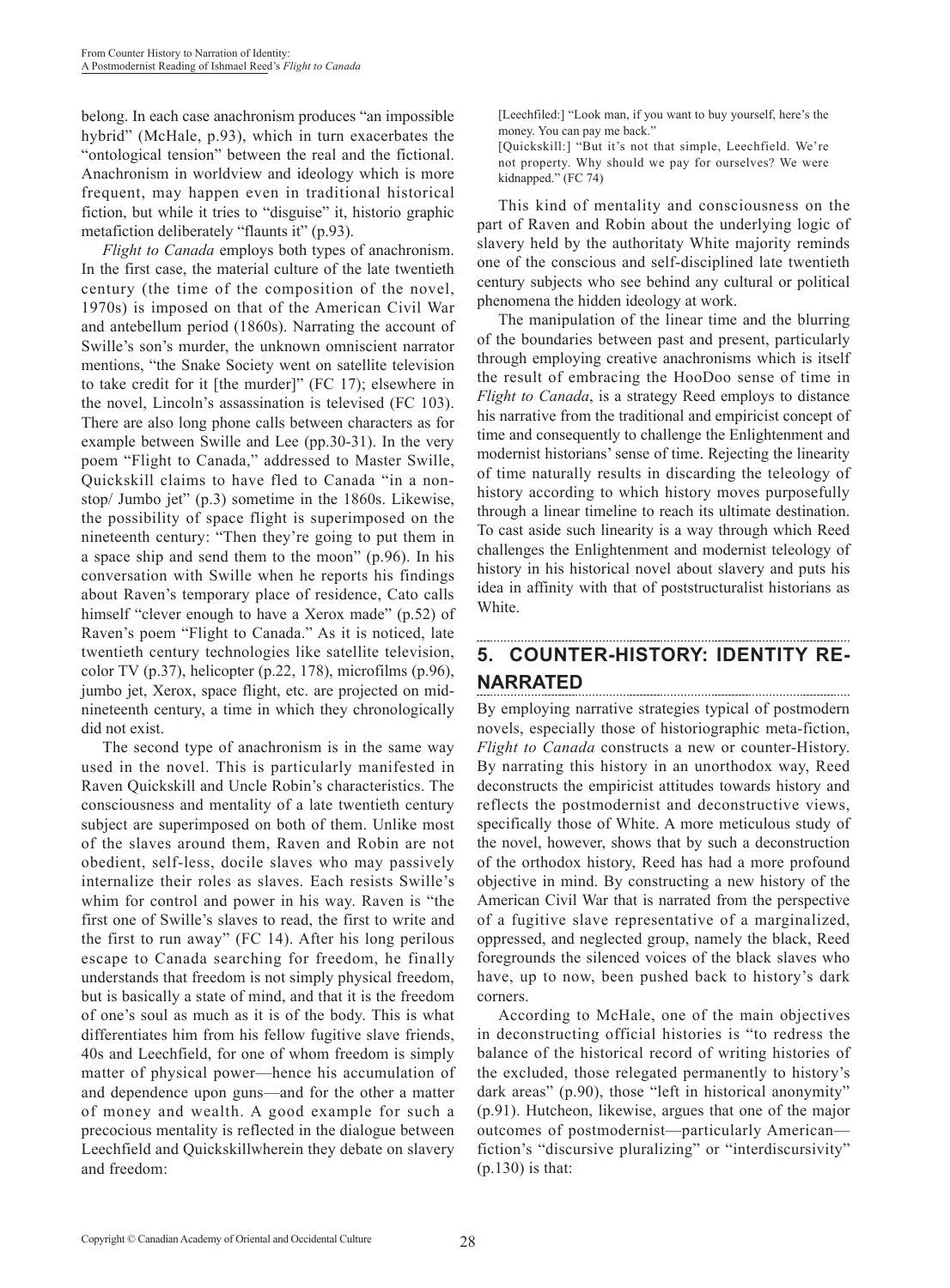belong. In each case anachronism produces "an impossible hybrid" (McHale, p.93), which in turn exacerbates the "ontological tension" between the real and the fictional. Anachronism in worldview and ideology which is more frequent, may happen even in traditional historical fiction, but while it tries to "disguise" it, historio graphic metafiction deliberately "flaunts it" (p.93).

*Flight to Canada* employs both types of anachronism. In the first case, the material culture of the late twentieth century (the time of the composition of the novel, 1970s) is imposed on that of the American Civil War and antebellum period (1860s). Narrating the account of Swille's son's murder, the unknown omniscient narrator mentions, "the Snake Society went on satellite television to take credit for it [the murder]" (FC 17); elsewhere in the novel, Lincoln's assassination is televised (FC 103). There are also long phone calls between characters as for example between Swille and Lee (pp.30-31). In the very poem "Flight to Canada," addressed to Master Swille, Quickskill claims to have fled to Canada "in a non-stop/ Jumbo jet" (p.3) sometime in the 1860s. Likewise, the possibility of space flight is superimposed on the nineteenth century: "Then they're going to put them in a space ship and send them to the moon" (p.96). In his conversation with Swille when he reports his findings about Raven's temporary place of residence, Cato calls himself "clever enough to have a Xerox made" (p.52) of Raven's poem "Flight to Canada." As it is noticed, late twentieth century technologies like satellite television, color TV (p.37), helicopter (p.22, 178), microfilms (p.96), jumbo jet, Xerox, space flight, etc. are projected on mid-nineteenth century, a time in which they chronologically did not exist.

The second type of anachronism is in the same way used in the novel. This is particularly manifested in Raven Quickskill and Uncle Robin's characteristics. The consciousness and mentality of a late twentieth century subject are superimposed on both of them. Unlike most of the slaves around them, Raven and Robin are not obedient, self-less, docile slaves who may passively internalize their roles as slaves. Each resists Swille's whim for control and power in his way. Raven is "the first one of Swille's slaves to read, the first to write and the first to run away" (FC 14). After his long perilous escape to Canada searching for freedom, he finally understands that freedom is not simply physical freedom, but is basically a state of mind, and that it is the freedom of one's soul as much as it is of the body. This is what differentiates him from his fellow fugitive slave friends, 40s and Leechfield, for one of whom freedom is simply matter of physical power—hence his accumulation of and dependence upon guns—and for the other a matter of money and wealth. A good example for such a precocious mentality is reflected in the dialogue between Leechfield and Quickskillwherein they debate on slavery and freedom:

> [Leechfiled:] "Look man, if you want to buy yourself, here's the money. You can pay me back."
> [Quickskill:] "But it's not that simple, Leechfield. We're not property. Why should we pay for ourselves? We were kidnapped." (FC 74)

This kind of mentality and consciousness on the part of Raven and Robin about the underlying logic of slavery held by the authoritaty White majority reminds one of the conscious and self-disciplined late twentieth century subjects who see behind any cultural or political phenomena the hidden ideology at work.

The manipulation of the linear time and the blurring of the boundaries between past and present, particularly through employing creative anachronisms which is itself the result of embracing the HooDoo sense of time in *Flight to Canada*, is a strategy Reed employs to distance his narrative from the traditional and empiricist concept of time and consequently to challenge the Enlightenment and modernist historians' sense of time. Rejecting the linearity of time naturally results in discarding the teleology of history according to which history moves purposefully through a linear timeline to reach its ultimate destination. To cast aside such linearity is a way through which Reed challenges the Enlightenment and modernist teleology of history in his historical novel about slavery and puts his idea in affinity with that of poststructuralist historians as White.

## 5. COUNTER-HISTORY: IDENTITY RE-NARRATED

By employing narrative strategies typical of postmodern novels, especially those of historiographic meta-fiction, *Flight to Canada* constructs a new or counter-History. By narrating this history in an unorthodox way, Reed deconstructs the empiricist attitudes towards history and reflects the postmodernist and deconstructive views, specifically those of White. A more meticulous study of the novel, however, shows that by such a deconstruction of the orthodox history, Reed has had a more profound objective in mind. By constructing a new history of the American Civil War that is narrated from the perspective of a fugitive slave representative of a marginalized, oppressed, and neglected group, namely the black, Reed foregrounds the silenced voices of the black slaves who have, up to now, been pushed back to history's dark corners.

According to McHale, one of the main objectives in deconstructing official histories is "to redress the balance of the historical record of writing histories of the excluded, those relegated permanently to history's dark areas" (p.90), those "left in historical anonymity" (p.91). Hutcheon, likewise, argues that one of the major outcomes of postmodernist—particularly American—fiction's "discursive pluralizing" or "interdiscursivity" (p.130) is that: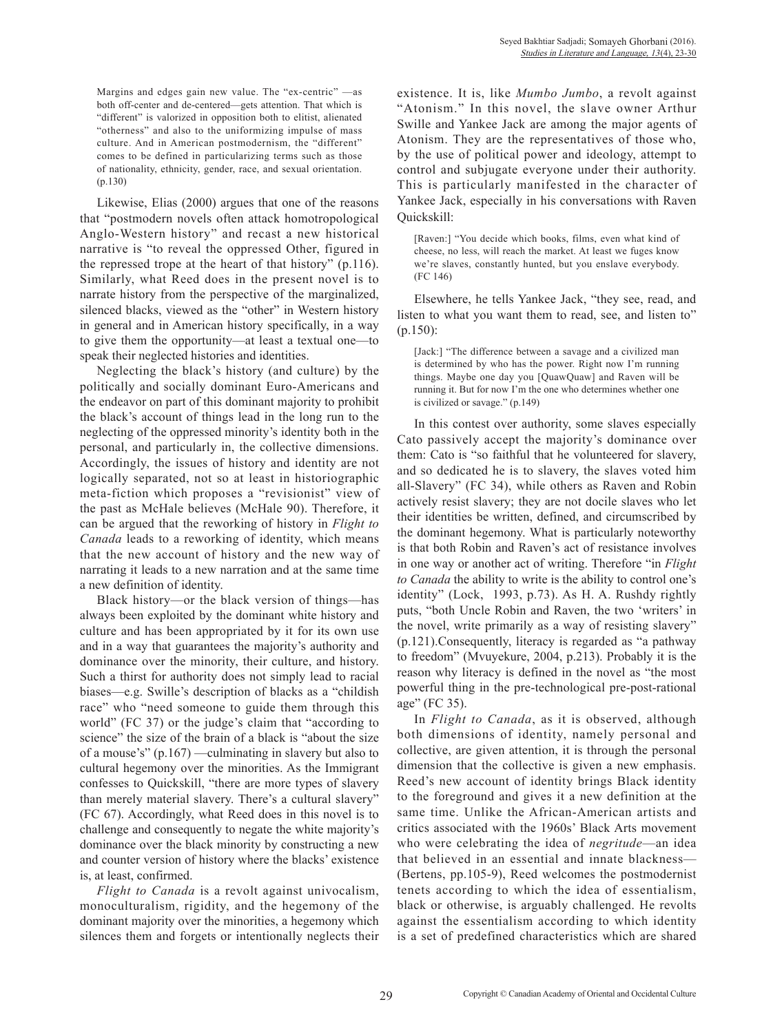> Margins and edges gain new value. The "ex-centric" —as both off-center and de-centered—gets attention. That which is "different" is valorized in opposition both to elitist, alienated "otherness" and also to the uniformizing impulse of mass culture. And in American postmodernism, the "different" comes to be defined in particularizing terms such as those of nationality, ethnicity, gender, race, and sexual orientation. (p.130)

Likewise, Elias (2000) argues that one of the reasons that "postmodern novels often attack homotropological Anglo-Western history" and recast a new historical narrative is "to reveal the oppressed Other, figured in the repressed trope at the heart of that history" (p.116). Similarly, what Reed does in the present novel is to narrate history from the perspective of the marginalized, silenced blacks, viewed as the "other" in Western history in general and in American history specifically, in a way to give them the opportunity—at least a textual one—to speak their neglected histories and identities.

Neglecting the black's history (and culture) by the politically and socially dominant Euro-Americans and the endeavor on part of this dominant majority to prohibit the black's account of things lead in the long run to the neglecting of the oppressed minority's identity both in the personal, and particularly in, the collective dimensions. Accordingly, the issues of history and identity are not logically separated, not so at least in historiographic meta-fiction which proposes a "revisionist" view of the past as McHale believes (McHale 90). Therefore, it can be argued that the reworking of history in *Flight to Canada* leads to a reworking of identity, which means that the new account of history and the new way of narrating it leads to a new narration and at the same time a new definition of identity.

Black history—or the black version of things—has always been exploited by the dominant white history and culture and has been appropriated by it for its own use and in a way that guarantees the majority's authority and dominance over the minority, their culture, and history. Such a thirst for authority does not simply lead to racial biases—e.g. Swille's description of blacks as a "childish race" who "need someone to guide them through this world" (FC 37) or the judge's claim that "according to science" the size of the brain of a black is "about the size of a mouse's" (p.167) —culminating in slavery but also to cultural hegemony over the minorities. As the Immigrant confesses to Quickskill, "there are more types of slavery than merely material slavery. There's a cultural slavery" (FC 67). Accordingly, what Reed does in this novel is to challenge and consequently to negate the white majority's dominance over the black minority by constructing a new and counter version of history where the blacks' existence is, at least, confirmed.

*Flight to Canada* is a revolt against univocalism, monoculturalism, rigidity, and the hegemony of the dominant majority over the minorities, a hegemony which silences them and forgets or intentionally neglects their existence. It is, like *Mumbo Jumbo*, a revolt against "Atonism." In this novel, the slave owner Arthur Swille and Yankee Jack are among the major agents of Atonism. They are the representatives of those who, by the use of political power and ideology, attempt to control and subjugate everyone under their authority. This is particularly manifested in the character of Yankee Jack, especially in his conversations with Raven Quickskill:

> [Raven:] "You decide which books, films, even what kind of cheese, no less, will reach the market. At least we fuges know we're slaves, constantly hunted, but you enslave everybody. (FC 146)

Elsewhere, he tells Yankee Jack, "they see, read, and listen to what you want them to read, see, and listen to" (p.150):

> [Jack:] "The difference between a savage and a civilized man is determined by who has the power. Right now I'm running things. Maybe one day you [QuawQuaw] and Raven will be running it. But for now I'm the one who determines whether one is civilized or savage." (p.149)

In this contest over authority, some slaves especially Cato passively accept the majority's dominance over them: Cato is "so faithful that he volunteered for slavery, and so dedicated he is to slavery, the slaves voted him all-Slavery" (FC 34), while others as Raven and Robin actively resist slavery; they are not docile slaves who let their identities be written, defined, and circumscribed by the dominant hegemony. What is particularly noteworthy is that both Robin and Raven's act of resistance involves in one way or another act of writing. Therefore "in *Flight to Canada* the ability to write is the ability to control one's identity" (Lock, 1993, p.73). As H. A. Rushdy rightly puts, "both Uncle Robin and Raven, the two 'writers' in the novel, write primarily as a way of resisting slavery" (p.121).Consequently, literacy is regarded as "a pathway to freedom" (Mvuyekure, 2004, p.213). Probably it is the reason why literacy is defined in the novel as "the most powerful thing in the pre-technological pre-post-rational age" (FC 35).

In *Flight to Canada*, as it is observed, although both dimensions of identity, namely personal and collective, are given attention, it is through the personal dimension that the collective is given a new emphasis. Reed's new account of identity brings Black identity to the foreground and gives it a new definition at the same time. Unlike the African-American artists and critics associated with the 1960s' Black Arts movement who were celebrating the idea of *negritude*—an idea that believed in an essential and innate blackness—(Bertens, pp.105-9), Reed welcomes the postmodernist tenets according to which the idea of essentialism, black or otherwise, is arguably challenged. He revolts against the essentialism according to which identity is a set of predefined characteristics which are shared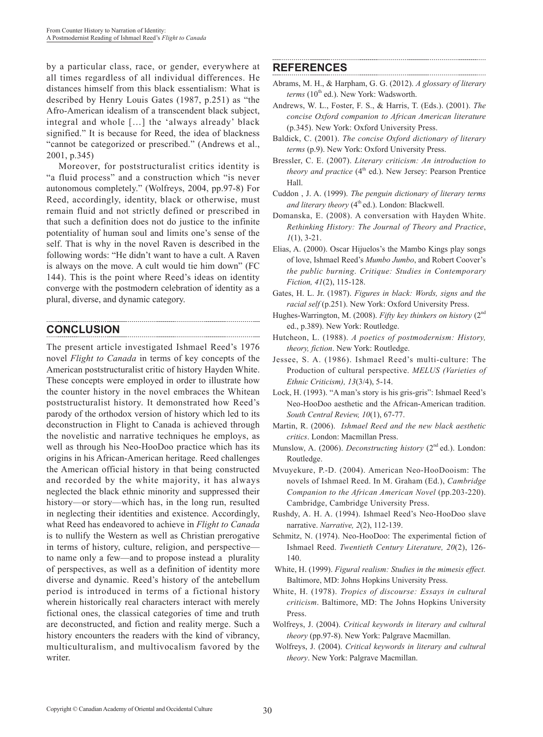by a particular class, race, or gender, everywhere at all times regardless of all individual differences. He distances himself from this black essentialism: What is described by Henry Louis Gates (1987, p.251) as "the Afro-American idealism of a transcendent black subject, integral and whole […] the 'always already' black signified." It is because for Reed, the idea of blackness "cannot be categorized or prescribed." (Andrews et al., 2001, p.345)

Moreover, for poststructuralist critics identity is "a fluid process" and a construction which "is never autonomous completely." (Wolfreys, 2004, pp.97-8) For Reed, accordingly, identity, black or otherwise, must remain fluid and not strictly defined or prescribed in that such a definition does not do justice to the infinite potentiality of human soul and limits one's sense of the self. That is why in the novel Raven is described in the following words: "He didn't want to have a cult. A Raven is always on the move. A cult would tie him down" (FC 144). This is the point where Reed's ideas on identity converge with the postmodern celebration of identity as a plural, diverse, and dynamic category.

## CONCLUSION

The present article investigated Ishmael Reed's 1976 novel *Flight to Canada* in terms of key concepts of the American poststructuralist critic of history Hayden White. These concepts were employed in order to illustrate how the counter history in the novel embraces the Whitean poststructuralist history. It demonstrated how Reed's parody of the orthodox version of history which led to its deconstruction in Flight to Canada is achieved through the novelistic and narrative techniques he employs, as well as through his Neo-HooDoo practice which has its origins in his African-American heritage. Reed challenges the American official history in that being constructed and recorded by the white majority, it has always neglected the black ethnic minority and suppressed their history—or story—which has, in the long run, resulted in neglecting their identities and existence. Accordingly, what Reed has endeavored to achieve in *Flight to Canada* is to nullify the Western as well as Christian prerogative in terms of history, culture, religion, and perspective—to name only a few—and to propose instead a plurality of perspectives, as well as a definition of identity more diverse and dynamic. Reed's history of the antebellum period is introduced in terms of a fictional history wherein historically real characters interact with merely fictional ones, the classical categories of time and truth are deconstructed, and fiction and reality merge. Such a history encounters the readers with the kind of vibrancy, multiculturalism, and multivocalism favored by the writer.

## REFERENCES

Abrams, M. H., & Harpham, G. G. (2012). *A glossary of literary terms* (10th ed.). New York: Wadsworth.

Andrews, W. L., Foster, F. S., & Harris, T. (Eds.). (2001). *The concise Oxford companion to African American literature* (p.345). New York: Oxford University Press.

Baldick, C. (2001). *The concise Oxford dictionary of literary terms* (p.9). New York: Oxford University Press.

Bressler, C. E. (2007). *Literary criticism: An introduction to theory and practice* (4th ed.). New Jersey: Pearson Prentice Hall.

Cuddon , J. A. (1999). *The penguin dictionary of literary terms and literary theory* (4th ed.). London: Blackwell.

Domanska, E. (2008). A conversation with Hayden White. *Rethinking History: The Journal of Theory and Practice*, *1*(1), 3-21.

Elias, A. (2000). Oscar Hijuelos's the Mambo Kings play songs of love, Ishmael Reed's *Mumbo Jumbo*, and Robert Coover's *the public burning*. *Critique: Studies in Contemporary Fiction, 41*(2), 115-128.

Gates, H. L. Jr. (1987). *Figures in black: Words, signs and the racial self* (p.251). New York: Oxford University Press.

Hughes-Warrington, M. (2008). *Fifty key thinkers on history* (2nd ed., p.389). New York: Routledge.

Hutcheon, L. (1988). *A poetics of postmodernism: History, theory, fiction*. New York: Routledge.

Jessee, S. A. (1986). Ishmael Reed's multi-culture: The Production of cultural perspective. *MELUS (Varieties of Ethnic Criticism), 13*(3/4), 5-14.

Lock, H. (1993). "A man's story is his gris-gris": Ishmael Reed's Neo-HooDoo aesthetic and the African-American tradition. *South Central Review, 10*(1), 67-77.

Martin, R. (2006). *Ishmael Reed and the new black aesthetic critics*. London: Macmillan Press.

Munslow, A. (2006). *Deconstructing history* (2nd ed.). London: Routledge.

Mvuyekure, P.-D. (2004). American Neo-HooDooism: The novels of Ishmael Reed. In M. Graham (Ed.), *Cambridge Companion to the African American Novel* (pp.203-220). Cambridge, Cambridge University Press.

Rushdy, A. H. A. (1994). Ishmael Reed's Neo-HooDoo slave narrative. *Narrative, 2*(2), 112-139.

Schmitz, N. (1974). Neo-HooDoo: The experimental fiction of Ishmael Reed. *Twentieth Century Literature, 20*(2), 126-140.

White, H. (1999). *Figural realism: Studies in the mimesis effect.* Baltimore, MD: Johns Hopkins University Press.

White, H. (1978). *Tropics of discourse: Essays in cultural criticism*. Baltimore, MD: The Johns Hopkins University Press.

Wolfreys, J. (2004). *Critical keywords in literary and cultural theory* (pp.97-8). New York: Palgrave Macmillan.

Wolfreys, J. (2004). *Critical keywords in literary and cultural theory*. New York: Palgrave Macmillan.